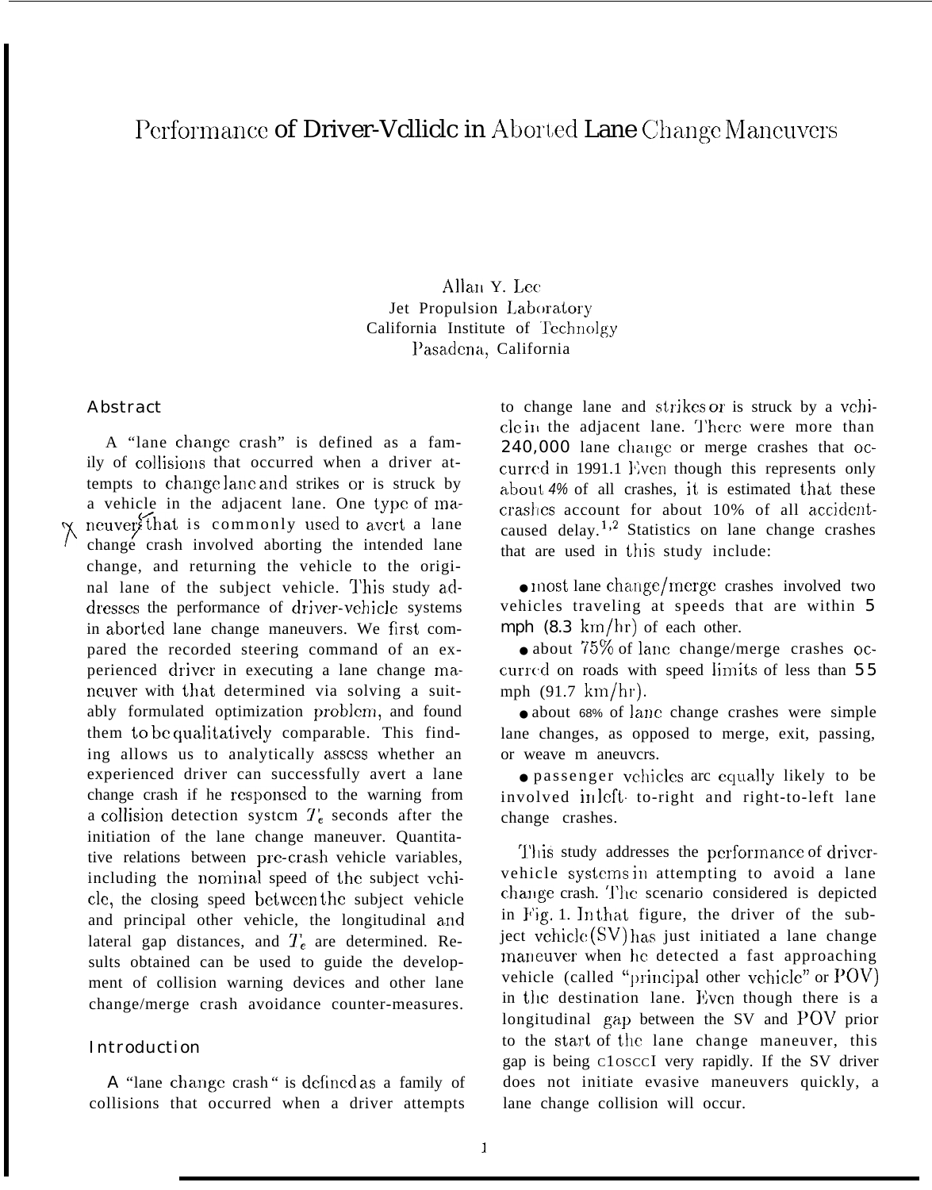# Performance of Driver-Vdllidc in Aborted Lane Change Maneuvers

Allan Y. Lee
Jet Propulsion Laboratory
California Institute of Technolgy
Pasadena, California

## Abstract

A "lane change crash" is defined as a family of collisions that occurred when a driver attempts to change lane and strikes or is struck by a vehicle in the adjacent lane. One type of maneuvers that is commonly used to avert a lane change crash involved aborting the intended lane change, and returning the vehicle to the original lane of the subject vehicle. This study addresses the performance of driver-vehicle systems in aborted lane change maneuvers. We first compared the recorded steering command of an experienced driver in executing a lane change maneuver with that determined via solving a suitably formulated optimization problem, and found them to be qualitatively comparable. This finding allows us to analytically assess whether an experienced driver can successfully avert a lane change crash if he responsed to the warning from a collision detection system $T_e$ seconds after the initiation of the lane change maneuver. Quantitative relations between pre-crash vehicle variables, including the nominal speed of the subject vehicle, the closing speed between the subject vehicle and principal other vehicle, the longitudinal and lateral gap distances, and $T_e$ are determined. Results obtained can be used to guide the development of collision warning devices and other lane change/merge crash avoidance counter-measures.

## Introduction

A "lane change crash" is defined as a family of collisions that occurred when a driver attempts to change lane and strikes or is struck by a vehicle in the adjacent lane. There were more than 240,000 lane change or merge crashes that occurred in 1991.1 Even though this represents only about 4% of all crashes, it is estimated that these crashes account for about 10% of all accident-caused delay.[1,2] Statistics on lane change crashes that are used in this study include:

- most lane change/merge crashes involved two vehicles traveling at speeds that are within 5 mph (8.3 km/hr) of each other.
- about 75% of lane change/merge crashes occurred on roads with speed limits of less than 55 mph (91.7 km/hr).
- about 68% of lane change crashes were simple lane changes, as opposed to merge, exit, passing, or weave m aneuvcrs.
- passenger vehicles are equally likely to be involved in left- to-right and right-to-left lane change crashes.

This study addresses the performance of driver-vehicle systems in attempting to avoid a lane change crash. The scenario considered is depicted in Fig. 1. In that figure, the driver of the subject vehicle (SV) has just initiated a lane change maneuver when he detected a fast approaching vehicle (called "principal other vehicle" or POV) in the destination lane. Even though there is a longitudinal gap between the SV and POV prior to the start of the lane change maneuver, this gap is being closed very rapidly. If the SV driver does not initiate evasive maneuvers quickly, a lane change collision will occur.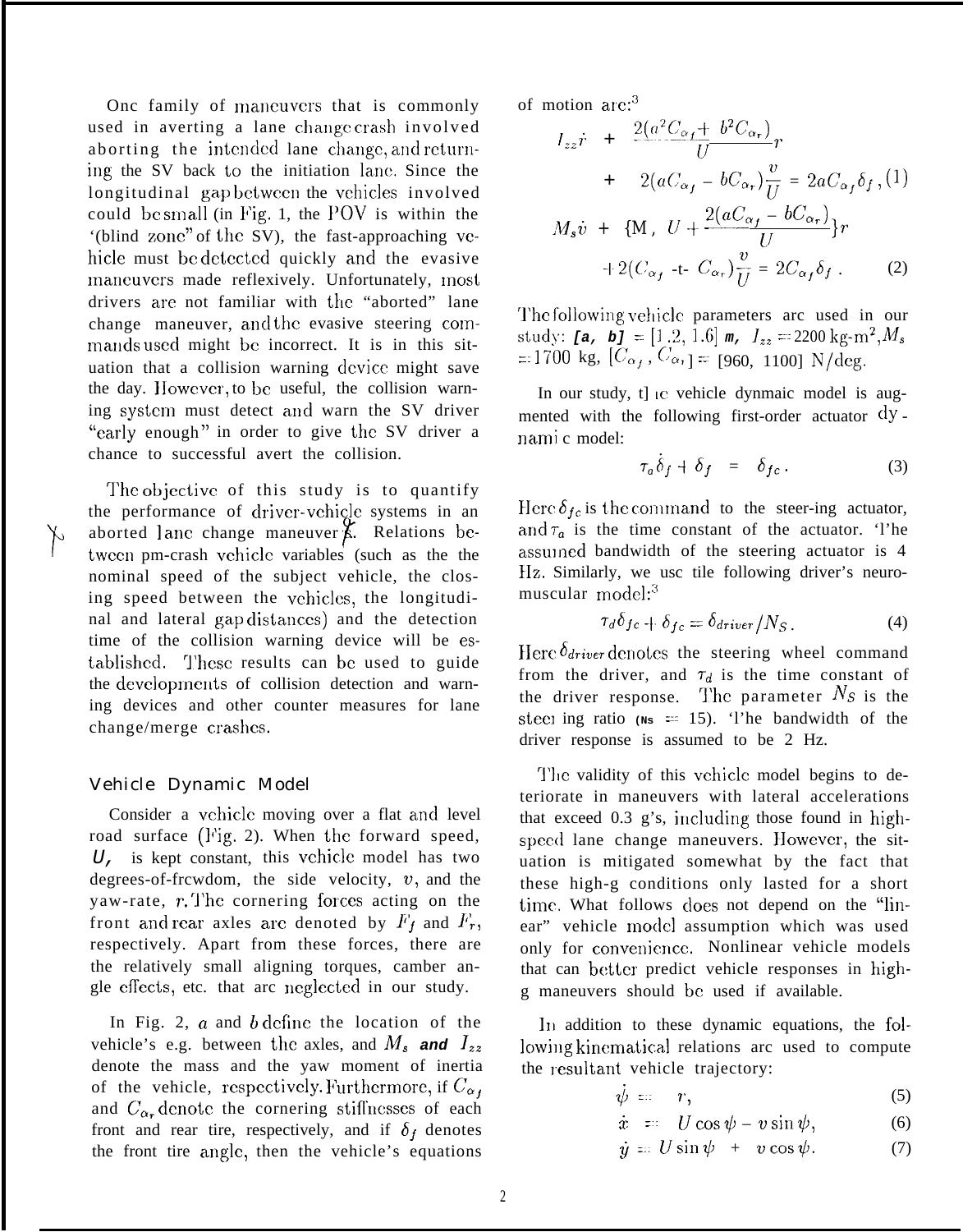One family of maneuvers that is commonly used in averting a lane change crash involved aborting the intended lane change, and returning the SV back to the initiation lane. Since the longitudinal gap between the vehicles involved could be small (in Fig. 1, the POV is within the '(blind zone" of the SV), the fast-approaching vehicle must be detected quickly and the evasive maneuvers made reflexively. Unfortunately, most drivers are not familiar with the "aborted" lane change maneuver, and the evasive steering commands used might be incorrect. It is in this situation that a collision warning device might save the day. However, to be useful, the collision warning system must detect and warn the SV driver "early enough" in order to give the SV driver a chance to successful avert the collision.

The objective of this study is to quantify the performance of driver-vehicle systems in an aborted lane change maneuver. Relations between pre-crash vehicle variables (such as the the nominal speed of the subject vehicle, the closing speed between the vehicles, the longitudinal and lateral gap distances) and the detection time of the collision warning device will be established. These results can be used to guide the developments of collision detection and warning devices and other counter measures for lane change/merge crashes.

## Vehicle Dynamic Model

Consider a vehicle moving over a flat and level road surface (Fig. 2). When the forward speed, $U$, is kept constant, this vehicle model has two degrees-of-freedom, the side velocity, $v$, and the yaw-rate, $r$. The cornering forces acting on the front and rear axles are denoted by $F_f$ and $F_r$, respectively. Apart from these forces, there are the relatively small aligning torques, camber angle effects, etc. that are neglected in our study.

In Fig. 2, $a$ and $b$ define the location of the vehicle's c.g. between the axles, and $M_s$ and $I_{zz}$ denote the mass and the yaw moment of inertia of the vehicle, respectively. Furthermore, if $C_{\alpha_f}$ and $C_{\alpha_r}$ denote the cornering stiffnesses of each front and rear tire, respectively, and if $\delta_f$ denotes the front tire angle, then the vehicle's equations of motion are:[3]

$$I_{zz}\dot{r} + \frac{2(a^2 C_{\alpha_f} + b^2 C_{\alpha_r})}{U} r + 2(aC_{\alpha_f} - bC_{\alpha_r})\frac{v}{U} = 2aC_{\alpha_f}\delta_f, \quad (1)$$

$$M_s\dot{v} + \{M_s U + \frac{2(aC_{\alpha_f} - bC_{\alpha_r})}{U}\} r + 2(C_{\alpha_f} + C_{\alpha_r})\frac{v}{U} = 2C_{\alpha_f}\delta_f. \quad (2)$$

The following vehicle parameters are used in our study: $[a, b] = [1.2, 1.6]$ m, $I_{zz} = 2200$ kg-m$^2$, $M_s = 1700$ kg, $[C_{\alpha_f}, C_{\alpha_r}] = [960, 1100]$ N/deg.

In our study, the vehicle dynmaic model is augmented with the following first-order actuator dynamic model:

$$\tau_a\dot{\delta}_f + \delta_f = \delta_{fc}. \quad (3)$$

Here $\delta_{fc}$ is the command to the steer-ing actuator, and $\tau_a$ is the time constant of the actuator. The assumed bandwidth of the steering actuator is 4 Hz. Similarly, we use the following driver's neuromuscular model:[3]

$$\tau_d\dot{\delta}_{fc} + \delta_{fc} = \delta_{driver}/N_S. \quad (4)$$

Here $\delta_{driver}$ denotes the steering wheel command from the driver, and $\tau_d$ is the time constant of the driver response. The parameter $N_S$ is the steering ratio ($N_S = 15$). The bandwidth of the driver response is assumed to be 2 Hz.

The validity of this vehicle model begins to deteriorate in maneuvers with lateral accelerations that exceed 0.3 g's, including those found in high-speed lane change maneuvers. However, the situation is mitigated somewhat by the fact that these high-g conditions only lasted for a short time. What follows does not depend on the "linear" vehicle model assumption which was used only for convenience. Nonlinear vehicle models that can better predict vehicle responses in high-g maneuvers should be used if available.

In addition to these dynamic equations, the following kinematical relations are used to compute the resultant vehicle trajectory:

$$\dot{\psi} = r, \quad (5)$$

$$\dot{x} = U\cos\psi - v\sin\psi, \quad (6)$$

$$\dot{y} = U\sin\psi + v\cos\psi. \quad (7)$$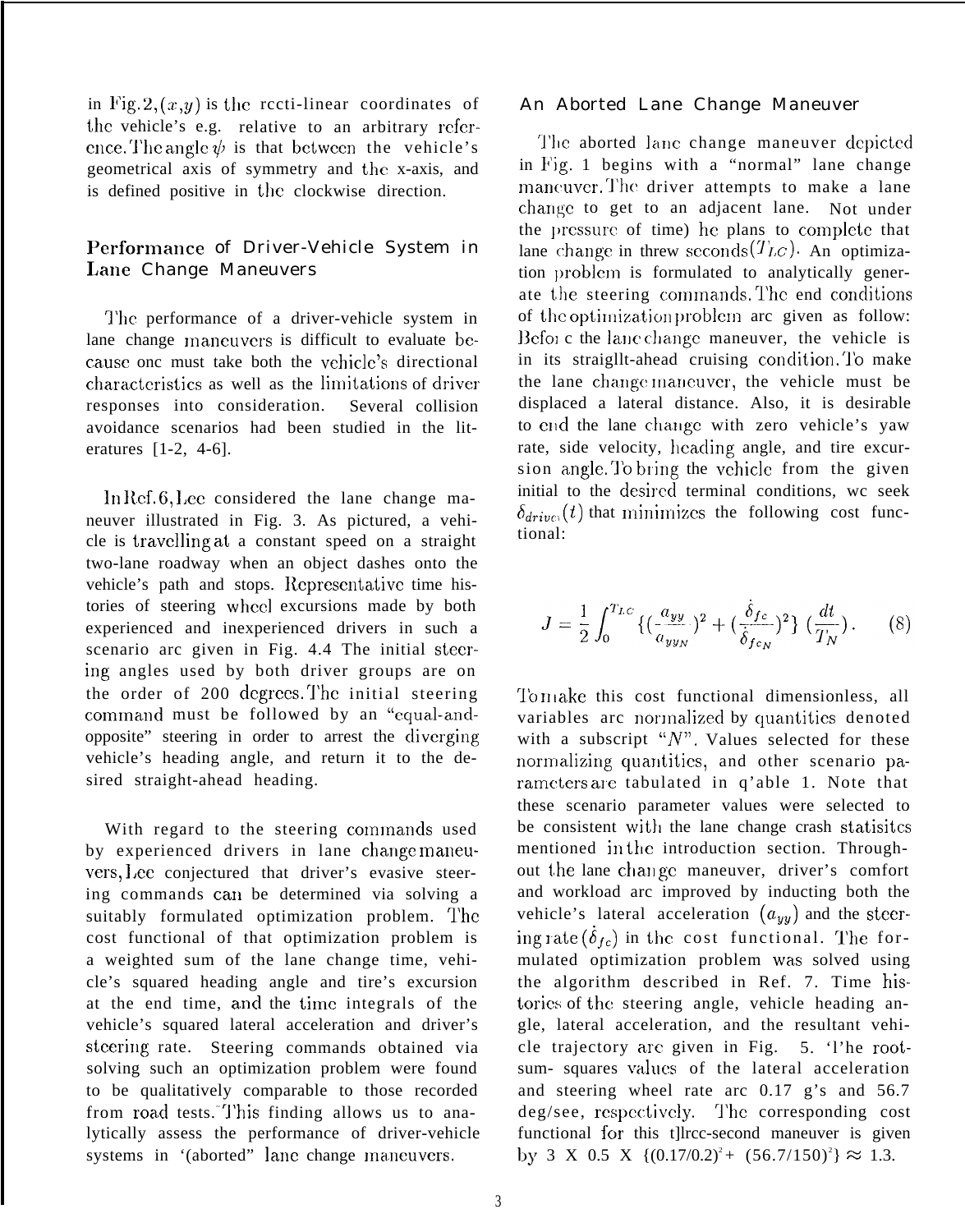in Fig. 2, $(x,y)$ is the recti-linear coordinates of the vehicle's e.g. relative to an arbitrary reference. The angle $\psi$ is that between the vehicle's geometrical axis of symmetry and the x-axis, and is defined positive in the clockwise direction.

## Performance of Driver-Vehicle System in Lane Change Maneuvers

The performance of a driver-vehicle system in lane change maneuvers is difficult to evaluate because one must take both the vehicle's directional characteristics as well as the limitations of driver responses into consideration. Several collision avoidance scenarios had been studied in the literatures [1-2, 4-6].

In Ref. 6, Lee considered the lane change maneuver illustrated in Fig. 3. As pictured, a vehicle is travelling at a constant speed on a straight two-lane roadway when an object dashes onto the vehicle's path and stops. Representative time histories of steering wheel excursions made by both experienced and inexperienced drivers in such a scenario are given in Fig. 4.4 The initial steering angles used by both driver groups are on the order of 200 degrees. The initial steering command must be followed by an "equal-and-opposite" steering in order to arrest the diverging vehicle's heading angle, and return it to the desired straight-ahead heading.

With regard to the steering commands used by experienced drivers in lane change maneuvers, Lee conjectured that driver's evasive steering commands can be determined via solving a suitably formulated optimization problem. The cost functional of that optimization problem is a weighted sum of the lane change time, vehicle's squared heading angle and tire's excursion at the end time, and the time integrals of the vehicle's squared lateral acceleration and driver's steering rate. Steering commands obtained via solving such an optimization problem were found to be qualitatively comparable to those recorded from road tests. This finding allows us to analytically assess the performance of driver-vehicle systems in '(aborted" lane change maneuvers.

## An Aborted Lane Change Maneuver

The aborted lane change maneuver depicted in Fig. 1 begins with a "normal" lane change maneuver. The driver attempts to make a lane change to get to an adjacent lane. Not under the pressure of time) he plans to complete that lane change in threw seconds$(T_{LC})$. An optimization problem is formulated to analytically generate the steering commands. The end conditions of the optimization problem are given as follow: Before the lane change maneuver, the vehicle is in its straight-ahead cruising condition. To make the lane change maneuver, the vehicle must be displaced a lateral distance. Also, it is desirable to end the lane change with zero vehicle's yaw rate, side velocity, heading angle, and tire excursion angle. To bring the vehicle from the given initial to the desired terminal conditions, we seek $\delta_{driver}(t)$ that minimizes the following cost functional:

$$J = \frac{1}{2}\int_0^{T_{LC}} \{(\frac{a_{yy}}{a_{yy_N}})^2 + (\frac{\dot{\delta}_{fc}}{\dot{\delta}_{fc_N}})^2\} \; (\frac{dt}{T_N}). \qquad (8)$$

To make this cost functional dimensionless, all variables are normalized by quantities denoted with a subscript "$N$". Values selected for these normalizing quantities, and other scenario parameters are tabulated in Table 1. Note that these scenario parameter values were selected to be consistent with the lane change crash statisitcs mentioned in the introduction section. Throughout the lane change maneuver, driver's comfort and workload are improved by inducting both the vehicle's lateral acceleration $(a_{yy})$ and the steering rate $(\dot{\delta}_{fc})$ in the cost functional. The formulated optimization problem was solved using the algorithm described in Ref. 7. Time histories of the steering angle, vehicle heading angle, lateral acceleration, and the resultant vehicle trajectory are given in Fig. 5. The root-sum- squares values of the lateral acceleration and steering wheel rate are 0.17 g's and 56.7 deg/sec, respectively. The corresponding cost functional for this three-second maneuver is given by 3 X 0.5 X $\{(0.17/0.2)^2 + (56.7/150)^2\} \approx 1.3$.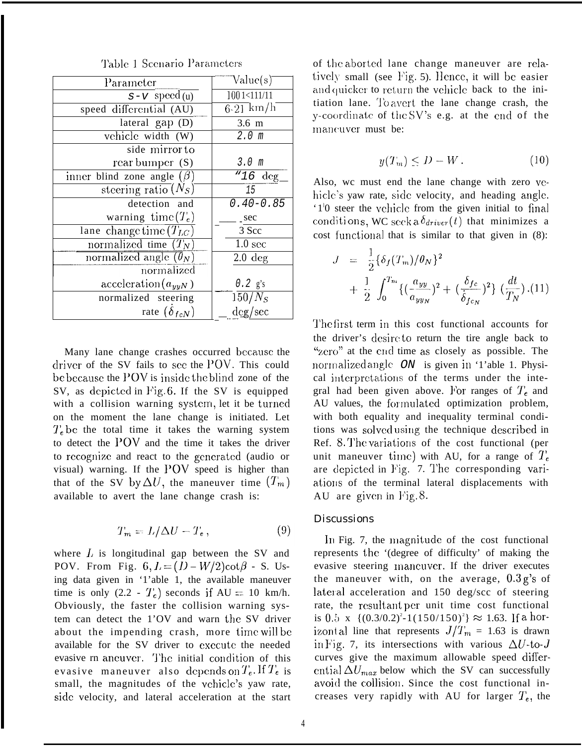Table 1 Scenario Parameters

| Parameter | Value(s) |
|---|---|
| S-V speed (u) | 100 km/h |
| speed differential ($\Delta U$) | 6-21 km/h |
| lateral gap (D) | 3.6 m |
| vehicle width (W) | 2.0 m |
| side mirror to rear bumper (S) | 3.0 m |
| inner blind zone angle ($\beta$) | 16 deg |
| steering ratio ($N_S$) | 15 |
| detection and warning time($T_e$) | 0.40-0.85 sec |
| lane change time ($T_{LC}$) | 3 Sec |
| normalized time ($T_N$) | 1.0 sec |
| normalized angle ($\theta_N$) | 2.0 deg |
| normalized acceleration($a_{yyN}$) | 0.2 g's |
| normalized steering rate ($\dot{\delta}_{fcN}$) | $150/N_S$ deg/sec |

Many lane change crashes occurred because the driver of the SV fails to see the POV. This could be because the POV is inside the blind zone of the SV, as depicted in Fig. 6. If the SV is equipped with a collision warning system, let it be turned on the moment the lane change is initiated. Let $T_e$ be the total time it takes the warning system to detect the POV and the time it takes the driver to recognize and react to the generated (audio or visual) warning. If the POV speed is higher than that of the SV by $\Delta U$, the maneuver time ($T_m$) available to avert the lane change crash is:

$$T_m = L/\Delta U - T_e \,, \tag{9}$$

where $L$ is longitudinal gap between the SV and POV. From Fig. 6, $L = (D - W/2)\cot\beta$ - S. Using data given in Table 1, the available maneuver time is only (2.2 - $T_e$) seconds if $\Delta U$ = 10 km/h. Obviously, the faster the collision warning system can detect the POV and warn the SV driver about the impending crash, more time will be available for the SV driver to execute the needed evasive maneuver. The initial condition of this evasive maneuver also depends on $T_e$. If $T_e$ is small, the magnitudes of the vehicle's yaw rate, side velocity, and lateral acceleration at the start of the aborted lane change maneuver are relatively small (see Fig. 5). Hence, it will be easier and quicker to return the vehicle back to the initiation lane. To avert the lane change crash, the y-coordinate of the SV's c.g. at the end of the maneuver must be:

$$y(T_m) \le D - W \,. \tag{10}$$

Also, we must end the lane change with zero vehicle's yaw rate, side velocity, and heading angle. To steer the vehicle from the given initial to final conditions, we seek a $\delta_{driver}(t)$ that minimizes a cost functional that is similar to that given in (8):

$$J = \frac{1}{2}\{\delta_f(T_m)/\theta_N\}^2 + \frac{1}{2}\int_0^{T_m}\{(\frac{a_{yy}}{a_{yyN}})^2 + (\frac{\dot{\delta}_{fc}}{\dot{\delta}_{fcN}})^2\}\,(\frac{dt}{T_N})\,. \tag{11}$$

The first term in this cost functional accounts for the driver's desire to return the tire angle back to "zero" at the end time as closely as possible. The normalized angle $\theta_N$ is given in Table 1. Physical interpretations of the terms under the integral had been given above. For ranges of $T_e$ and $\Delta U$ values, the formulated optimization problem, with both equality and inequality terminal conditions was solved using the technique described in Ref. 8. The variations of the cost functional (per unit maneuver time) with $\Delta U$, for a range of $T_e$ are depicted in Fig. 7. The corresponding variations of the terminal lateral displacements with $\Delta U$ are given in Fig. 8.

## Discussions

In Fig. 7, the magnitude of the cost functional represents the 'degree of difficulty' of making the evasive steering maneuver. If the driver executes the maneuver with, on the average, 0.3 g's of lateral acceleration and 150 deg/sec of steering rate, the resultant per unit time cost functional is 0.5 x $\{(0.3/0.2)^2 + (150/150)^2\} \approx 1.63$. If a horizontal line that represents $J/T_m$ = 1.63 is drawn in Fig. 7, its intersections with various $\Delta U$-to-$J$ curves give the maximum allowable speed differential $\Delta U_{max}$ below which the SV can successfully avoid the collision. Since the cost functional increases very rapidly with $\Delta U$ for larger $T_e$, the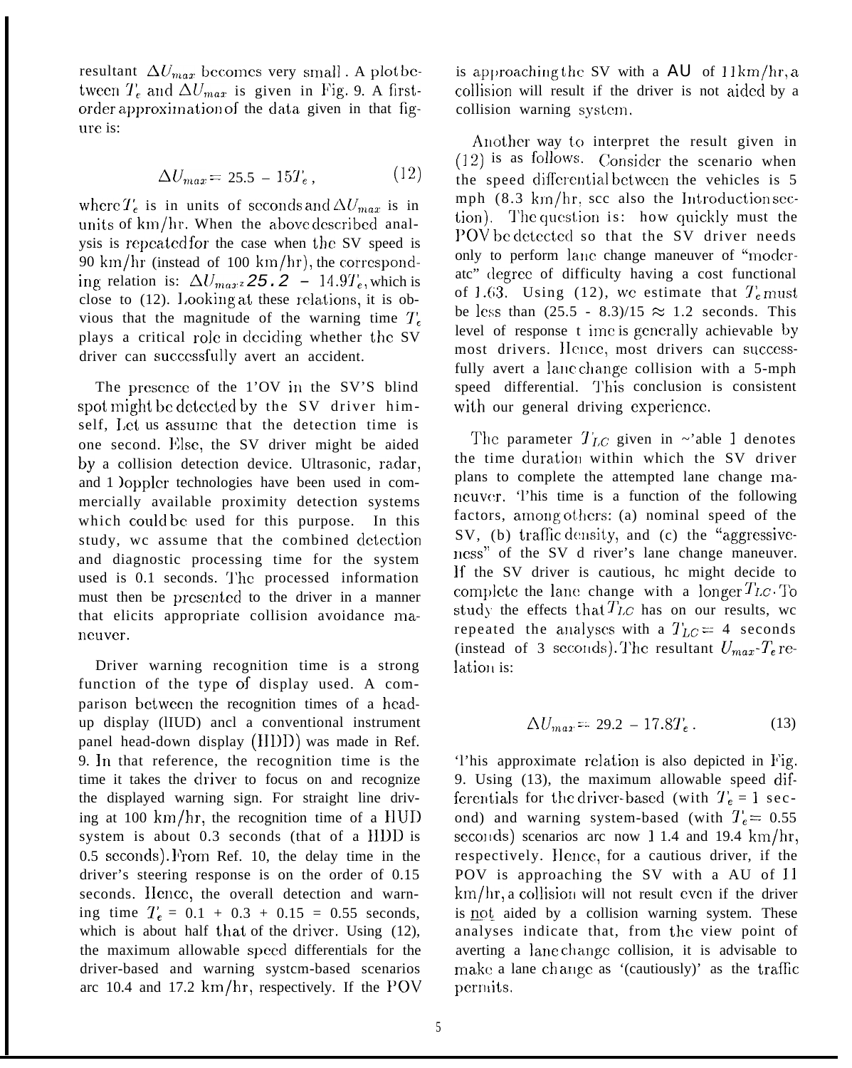resultant $\Delta U_{max}$ becomes very small. A plot between $T_e$ and $\Delta U_{max}$ is given in Fig. 9. A first-order approximation of the data given in that figure is:

$$\Delta U_{max} = 25.5 - 15T_e, \tag{12}$$

where $T_e$ is in units of seconds and $\Delta U_{max}$ is in units of km/hr. When the above described analysis is repeated for the case when the SV speed is 90 km/hr (instead of 100 km/hr), the corresponding relation is: $\Delta U_{max} = 25.2 - 14.9T_e$, which is close to (12). Looking at these relations, it is obvious that the magnitude of the warning time $T_e$ plays a critical role in deciding whether the SV driver can successfully avert an accident.

The presence of the POV in the SV's blind spot might be detected by the SV driver himself. Let us assume that the detection time is one second. Else, the SV driver might be aided by a collision detection device. Ultrasonic, radar, and Doppler technologies have been used in commercially available proximity detection systems which could be used for this purpose. In this study, we assume that the combined detection and diagnostic processing time for the system used is 0.1 seconds. The processed information must then be presented to the driver in a manner that elicits appropriate collision avoidance maneuver.

Driver warning recognition time is a strong function of the type of display used. A comparison between the recognition times of a head-up display (HUD) and a conventional instrument panel head-down display (HDD) was made in Ref. 9. In that reference, the recognition time is the time it takes the driver to focus on and recognize the displayed warning sign. For straight line driving at 100 km/hr, the recognition time of a HUD system is about 0.3 seconds (that of a HDD is 0.5 seconds). From Ref. 10, the delay time in the driver's steering response is on the order of 0.15 seconds. Hence, the overall detection and warning time $T_e$ = 0.1 + 0.3 + 0.15 = 0.55 seconds, which is about half that of the driver. Using (12), the maximum allowable speed differentials for the driver-based and warning system-based scenarios are 10.4 and 17.2 km/hr, respectively. If the POV is approaching the SV with a $\Delta U$ of 11 km/hr, a collision will result if the driver is not aided by a collision warning system.

Another way to interpret the result given in (12) is as follows. Consider the scenario when the speed differential between the vehicles is 5 mph (8.3 km/hr, see also the Introduction section). The question is: how quickly must the POV be detected so that the SV driver needs only to perform lane change maneuver of "moderate" degree of difficulty having a cost functional of 1.63. Using (12), we estimate that $T_e$ must be less than (25.5 - 8.3)/15 $\approx$ 1.2 seconds. This level of response time is generally achievable by most drivers. Hence, most drivers can successfully avert a lane change collision with a 5-mph speed differential. This conclusion is consistent with our general driving experience.

The parameter $T_{LC}$ given in Table 1 denotes the time duration within which the SV driver plans to complete the attempted lane change maneuver. This time is a function of the following factors, among others: (a) nominal speed of the SV, (b) traffic density, and (c) the "aggressiveness" of the SV driver's lane change maneuver. If the SV driver is cautious, he might decide to complete the lane change with a longer $T_{LC}$. To study the effects that $T_{LC}$ has on our results, we repeated the analyses with a $T_{LC}$ = 4 seconds (instead of 3 seconds). The resultant $U_{max}$-$T_e$ relation is:

$$\Delta U_{max} = 29.2 - 17.8T_e. \tag{13}$$

This approximate relation is also depicted in Fig. 9. Using (13), the maximum allowable speed differentials for the driver-based (with $T_e$ = 1 second) and warning system-based (with $T_e$ = 0.55 seconds) scenarios are now 11.4 and 19.4 km/hr, respectively. Hence, for a cautious driver, if the POV is approaching the SV with a $\Delta U$ of 11 km/hr, a collision will not result even if the driver is <u>not</u> aided by a collision warning system. These analyses indicate that, from the view point of averting a lane change collision, it is advisable to make a lane change as '(cautiously)' as the traffic permits.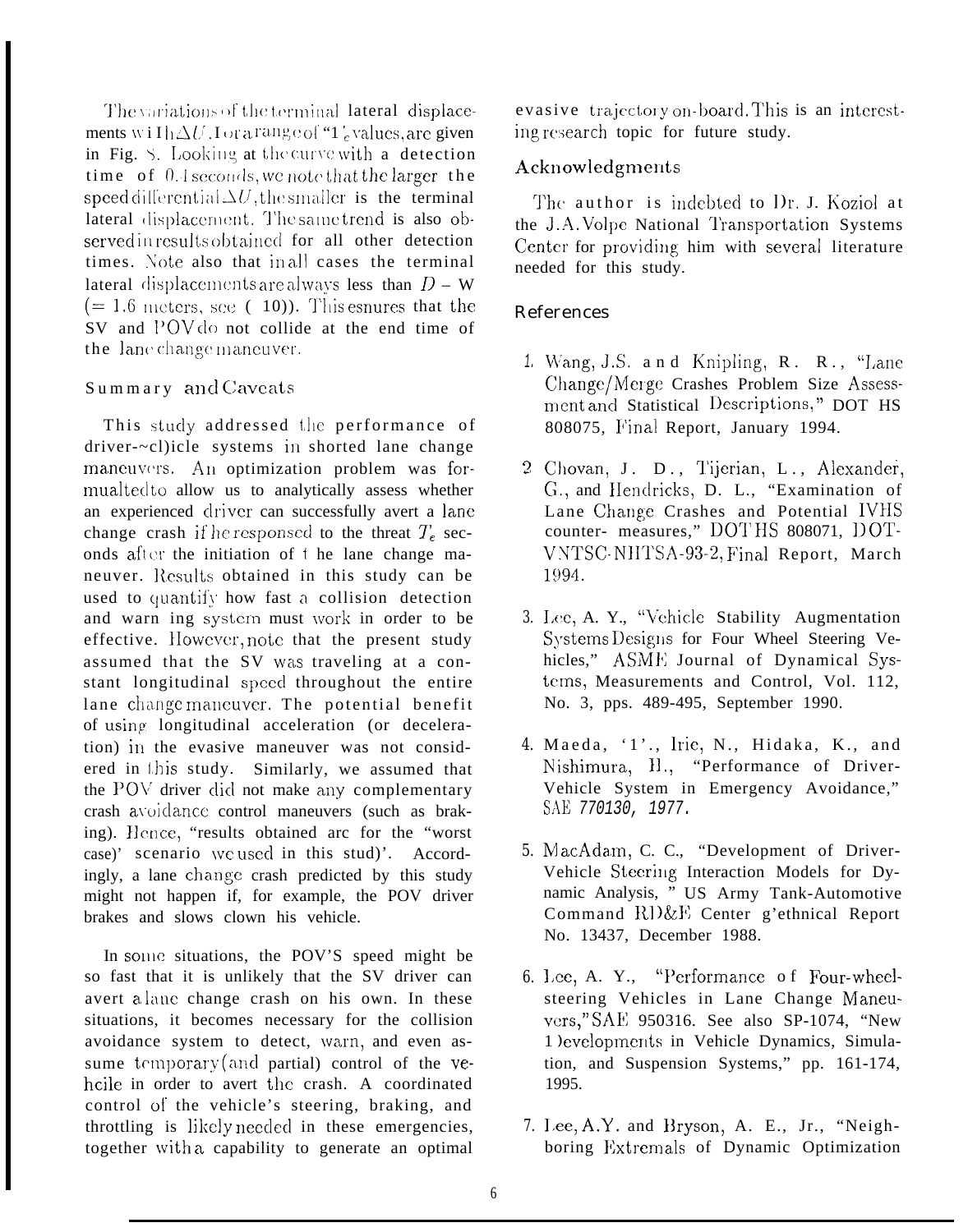The variations of the terminal lateral displacements with $\Delta U$, for a range of "$T_e$ values, are given in Fig. 8. Looking at the curve with a detection time of 0.4 seconds, we note that the larger the speed differential $\Delta U$, the smaller is the terminal lateral displacement. The same trend is also observed in results obtained for all other detection times. Note also that in all cases the terminal lateral displacements are always less than $D - W$ ($= 1.6$ meters, see ( 10)). This esnures that the SV and POV do not collide at the end time of the lane change maneuver.

## Summary and Caveats

This study addressed the performance of driver-~cl)icle systems in shorted lane change maneuvers. An optimization problem was formualted to allow us to analytically assess whether an experienced driver can successfully avert a lane change crash if he responsed to the threat $T_e$ seconds after the initiation of the lane change maneuver. Results obtained in this study can be used to quantify how fast a collision detection and warn ing system must work in order to be effective. However, note that the present study assumed that the SV was traveling at a constant longitudinal speed throughout the entire lane change maneuver. The potential benefit of using longitudinal acceleration (or deceleration) in the evasive maneuver was not considered in this study. Similarly, we assumed that the POV driver did not make any complementary crash avoidance control maneuvers (such as braking). Hence, "results obtained arc for the "worst case)' scenario we used in this stud)'. Accordingly, a lane change crash predicted by this study might not happen if, for example, the POV driver brakes and slows clown his vehicle.

In some situations, the POV'S speed might be so fast that it is unlikely that the SV driver can avert a lane change crash on his own. In these situations, it becomes necessary for the collision avoidance system to detect, warn, and even assume temporary (and partial) control of the vehcile in order to avert the crash. A coordinated control of the vehicle's steering, braking, and throttling is likely needed in these emergencies, together with a capability to generate an optimal evasive trajectory on-board. This is an interesting research topic for future study.

## Acknowledgments

The author is indebted to Dr. J. Koziol at the J.A. Volpe National Transportation Systems Center for providing him with several literature needed for this study.

## References

1. Wang, J.S. and Knipling, R. R., "Lane Change/Merge Crashes Problem Size Assessment and Statistical Descriptions," DOT HS 808075, Final Report, January 1994.

2. Chovan, J. D., Tijerian, L., Alexander, G., and Hendricks, D. L., "Examination of Lane Change Crashes and Potential IVHS counter- measures," DOT HS 808071, DOT-VNTSC-NHTSA-93-2, Final Report, March 1994.

3. Lee, A. Y., "Vehicle Stability Augmentation Systems Designs for Four Wheel Steering Vehicles," ASME Journal of Dynamical Systems, Measurements and Control, Vol. 112, No. 3, pps. 489-495, September 1990.

4. Maeda, '1'., Irie, N., Hidaka, K., and Nishimura, H., "Performance of Driver-Vehicle System in Emergency Avoidance," SAE *770130, 1977.*

5. MacAdam, C. C., "Development of Driver-Vehicle Steering Interaction Models for Dynamic Analysis, " US Army Tank-Automotive Command RD&E Center g'ethnical Report No. 13437, December 1988.

6. Lee, A. Y., "Performance of Four-wheel-steering Vehicles in Lane Change Maneuvers," SAE 950316. See also SP-1074, "New Developments in Vehicle Dynamics, Simulation, and Suspension Systems," pp. 161-174, 1995.

7. Lee, A.Y. and Bryson, A. E., Jr., "Neighboring Extremals of Dynamic Optimization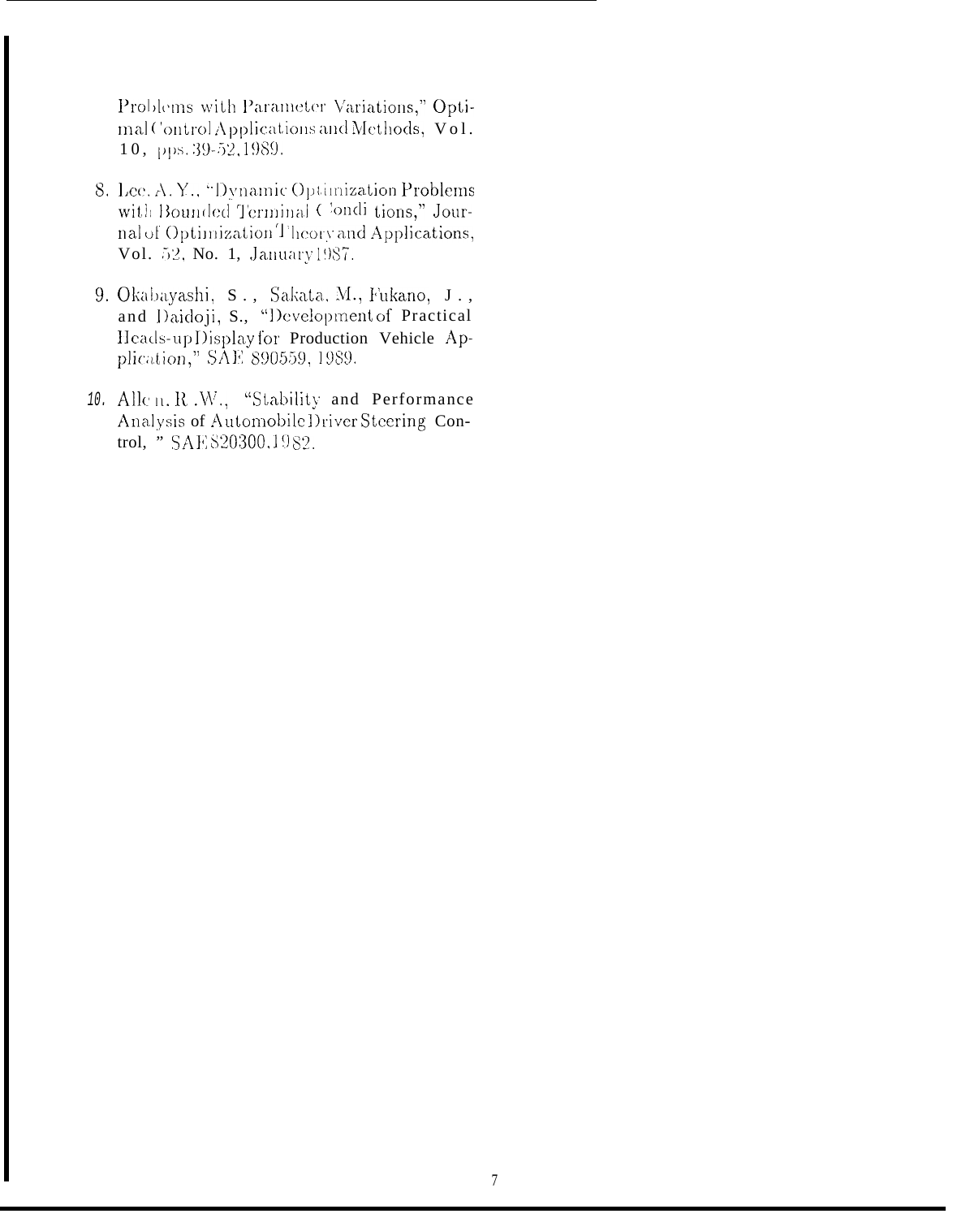Problems with Parameter Variations," Optimal Control Applications and Methods, Vol. 10, pps. 39-52, 1989.

8. Lee, A. Y., "Dynamic Optimization Problems with Bounded Terminal Conditions," Journal of Optimization Theory and Applications, Vol. 52, No. 1, January 1987.

9. Okabayashi, S., Sakata, M., Fukano, J., and Daidoji, S., "Development of Practical Heads-up Display for Production Vehicle Application," SAE 890559, 1989.

10. Allen, R. W., "Stability and Performance Analysis of Automobile Driver Steering Control," SAE 820300, 1982.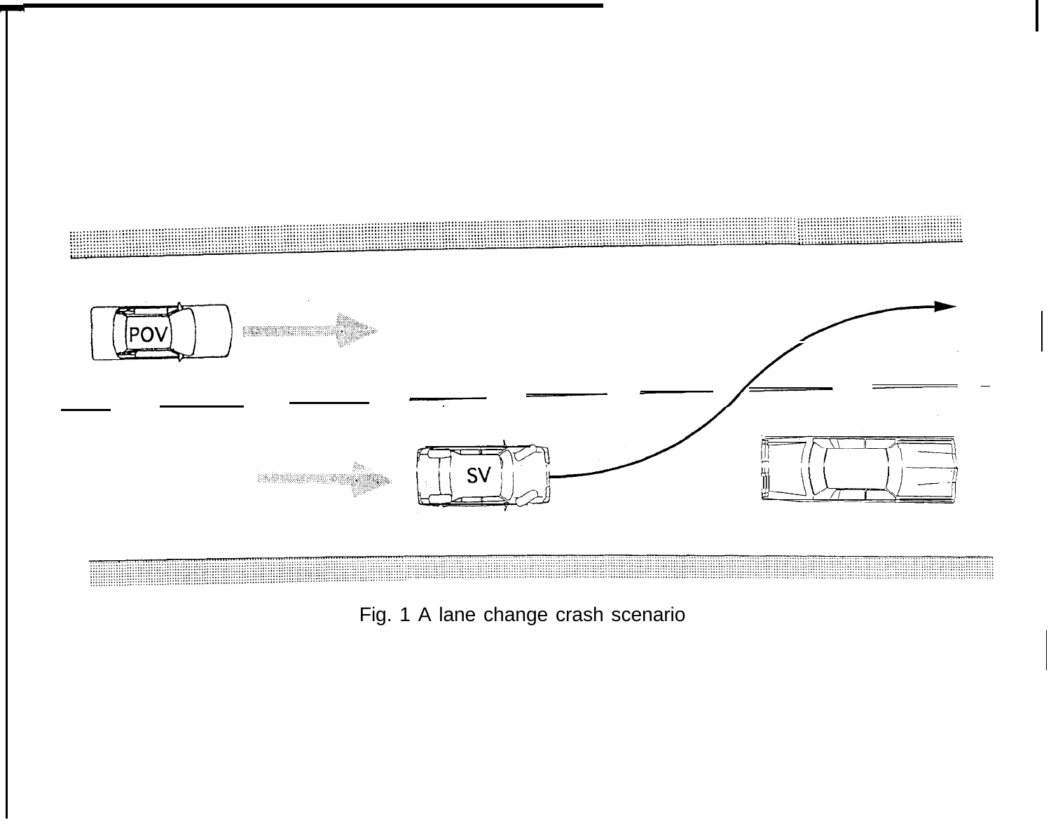Fig. 1 A lane change crash scenario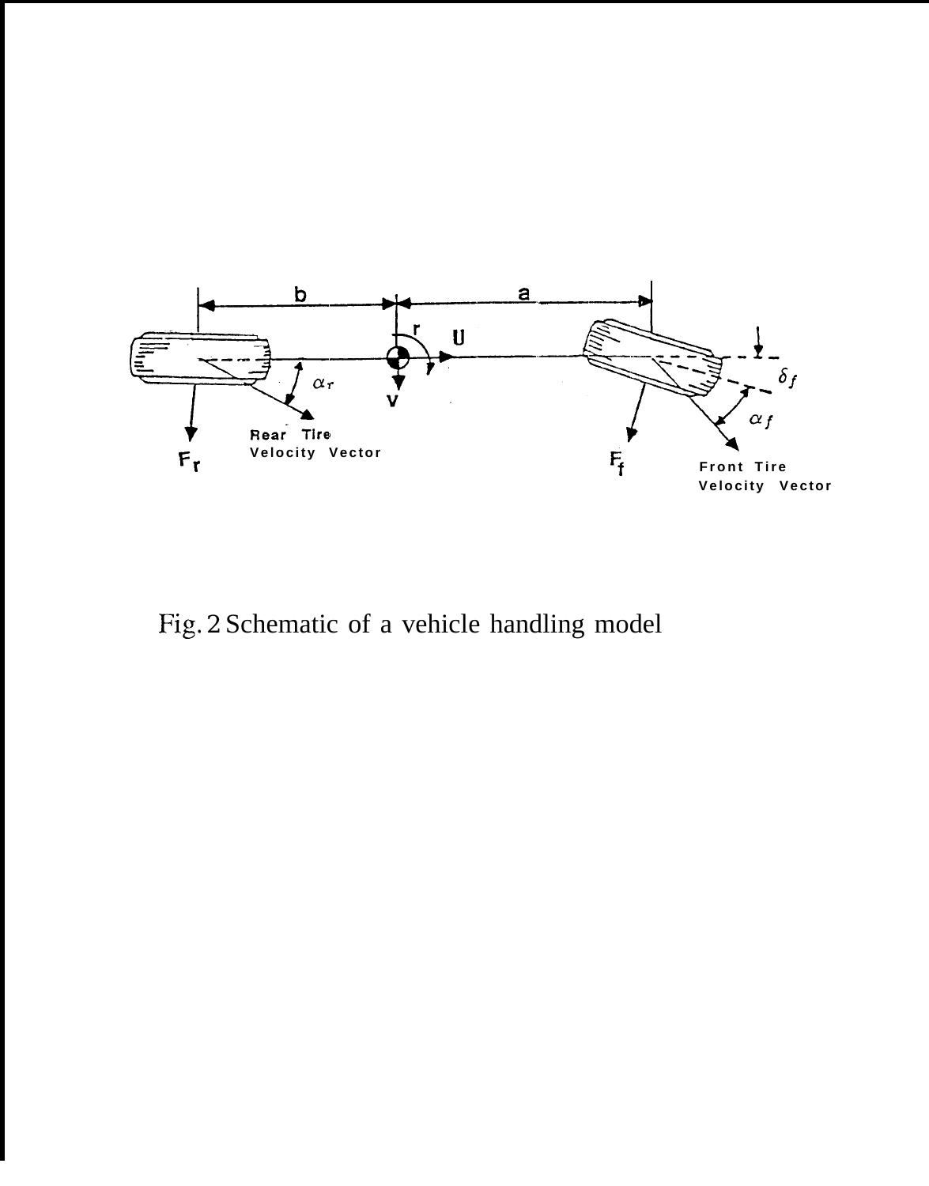Fig. 2 Schematic of a vehicle handling model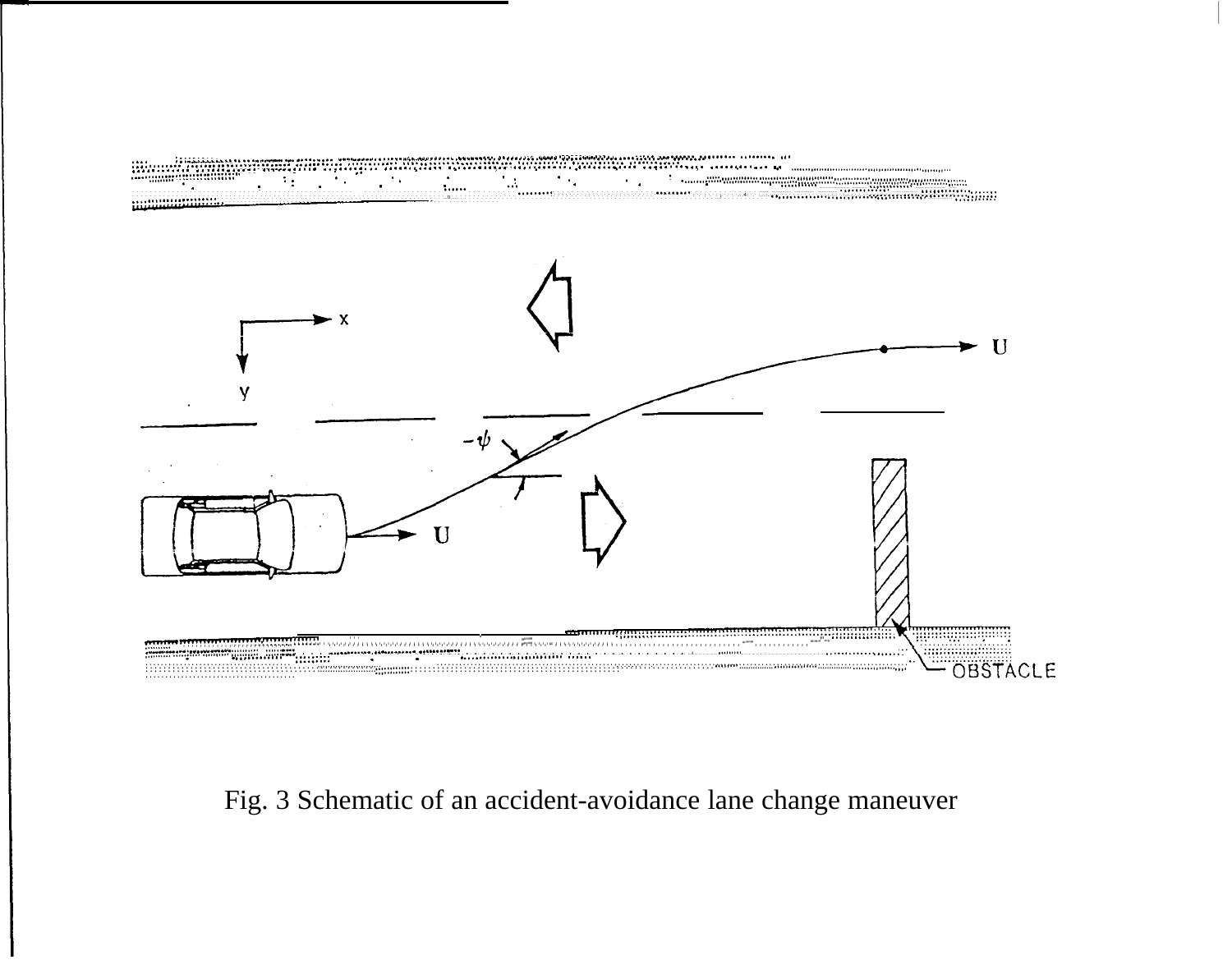Fig. 3 Schematic of an accident-avoidance lane change maneuver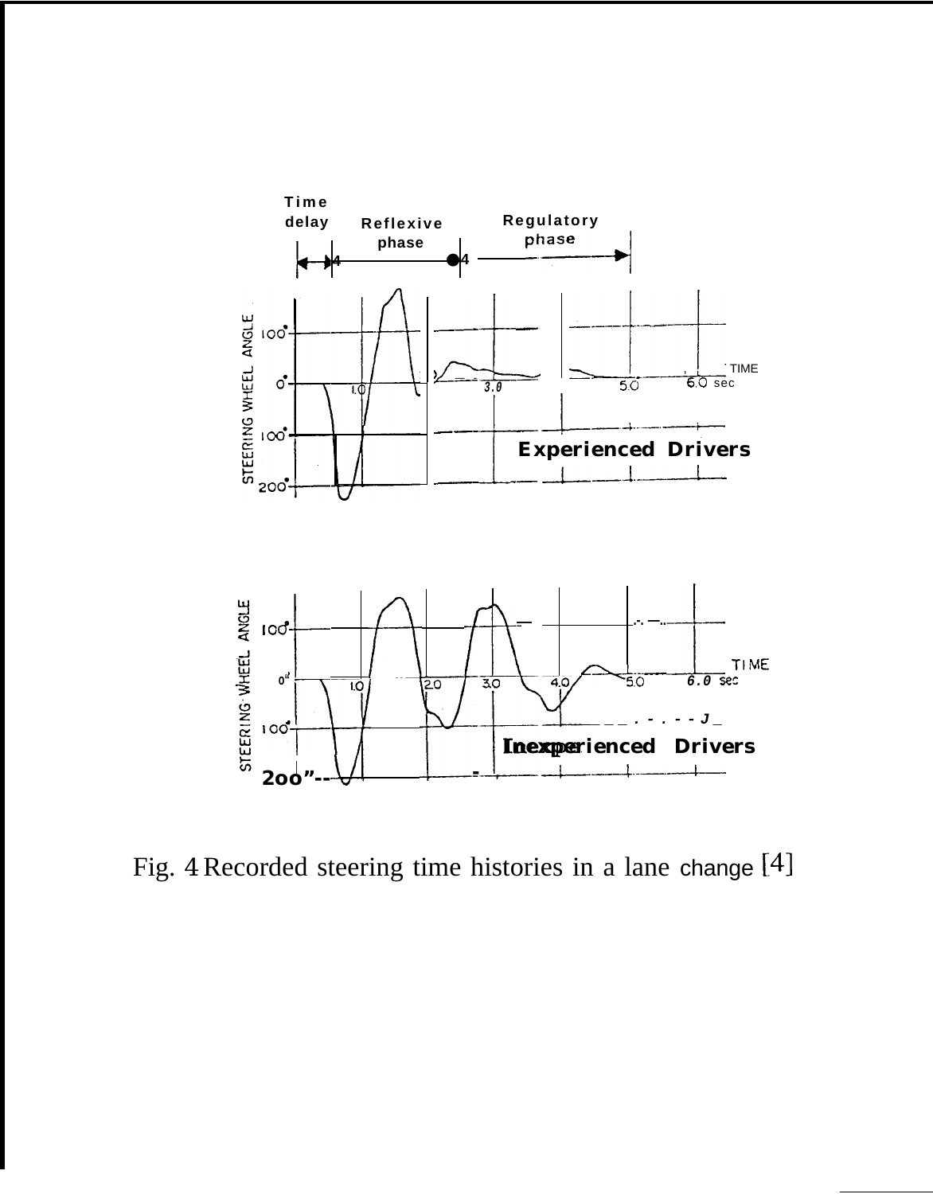Fig. 4 Recorded steering time histories in a lane change [4]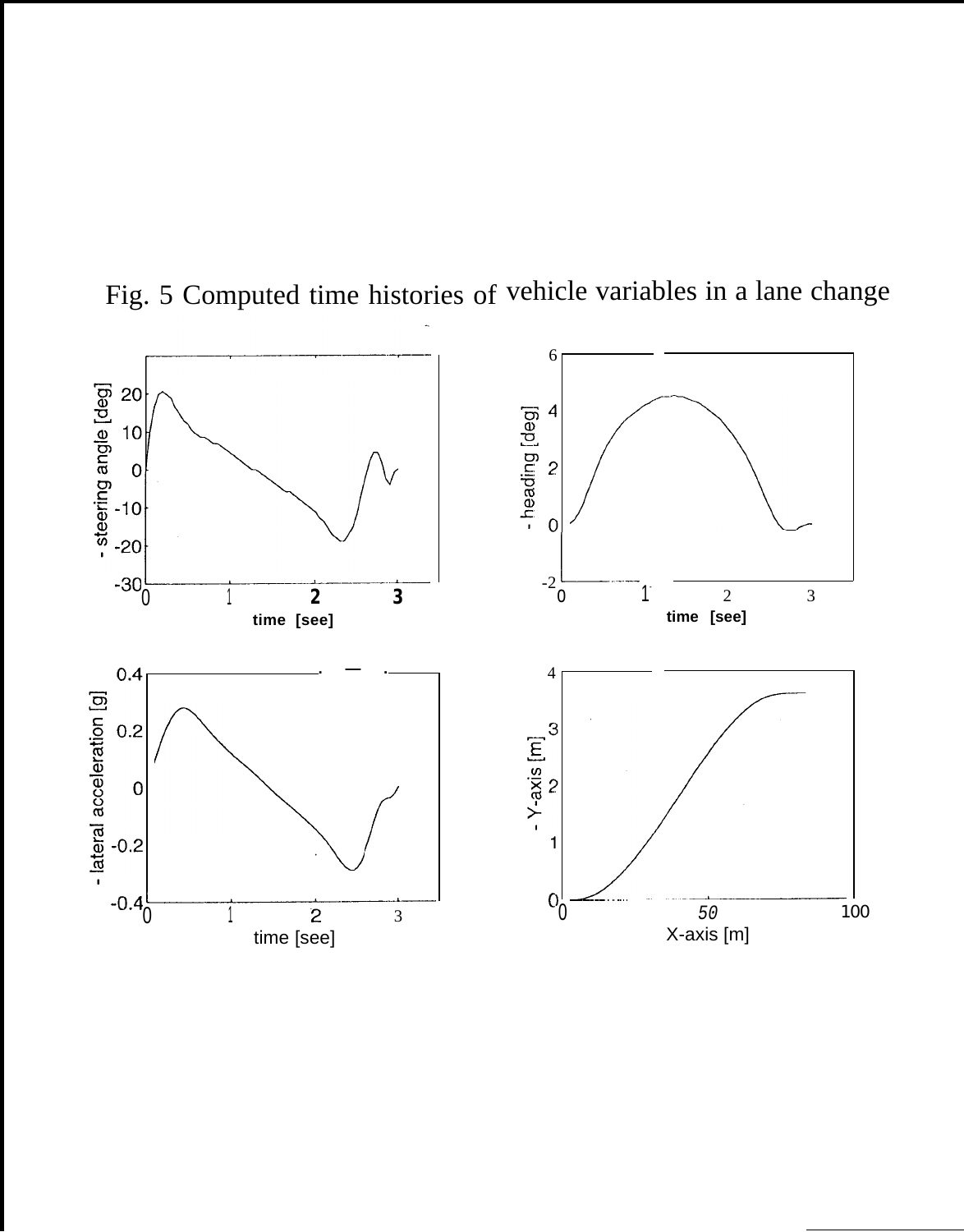Fig. 5 Computed time histories of vehicle variables in a lane change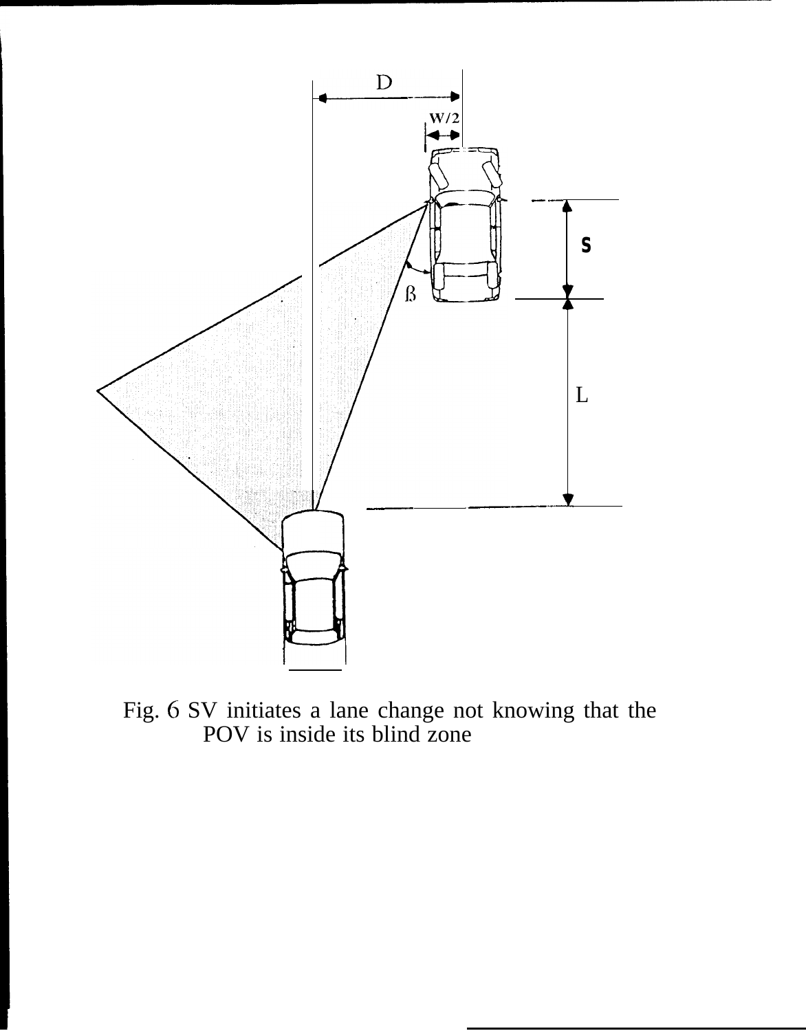Fig. 6 SV initiates a lane change not knowing that the POV is inside its blind zone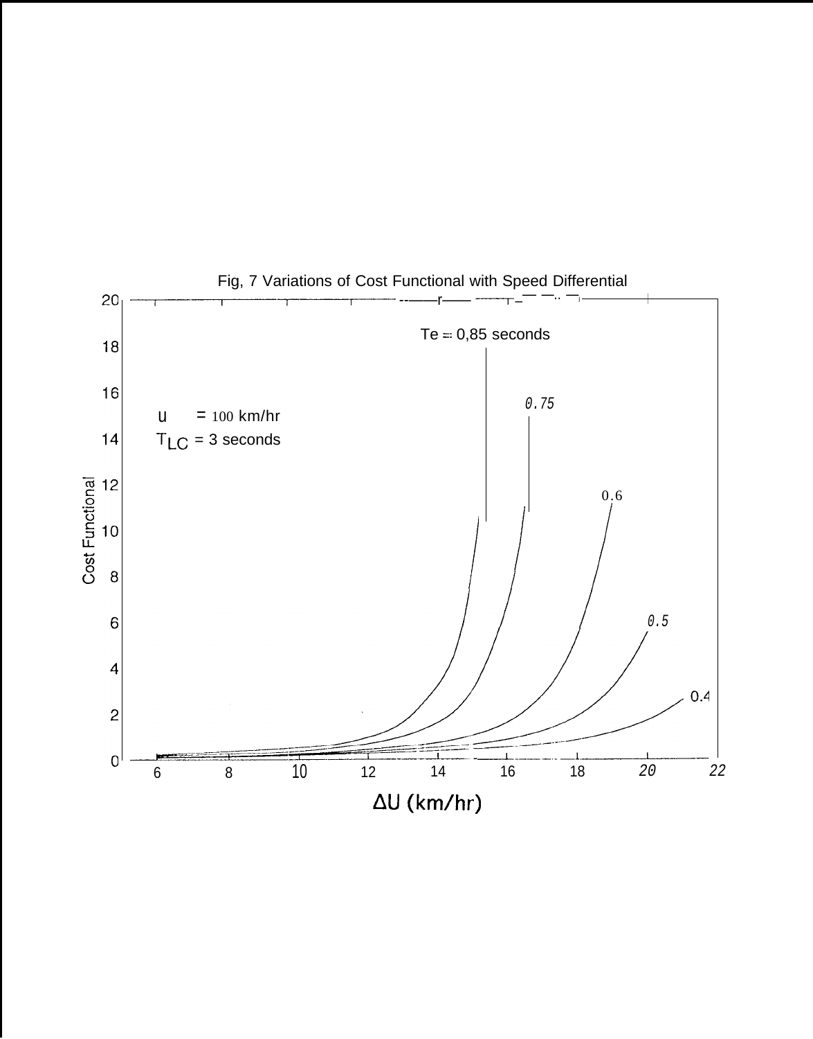Fig, 7 Variations of Cost Functional with Speed Differential

$u = 100$ km/hr

$T_{LC} = 3$ seconds

Te = 0,85 seconds

0.75

0.6

0.5

0.4

Cost Functional

ΔU (km/hr)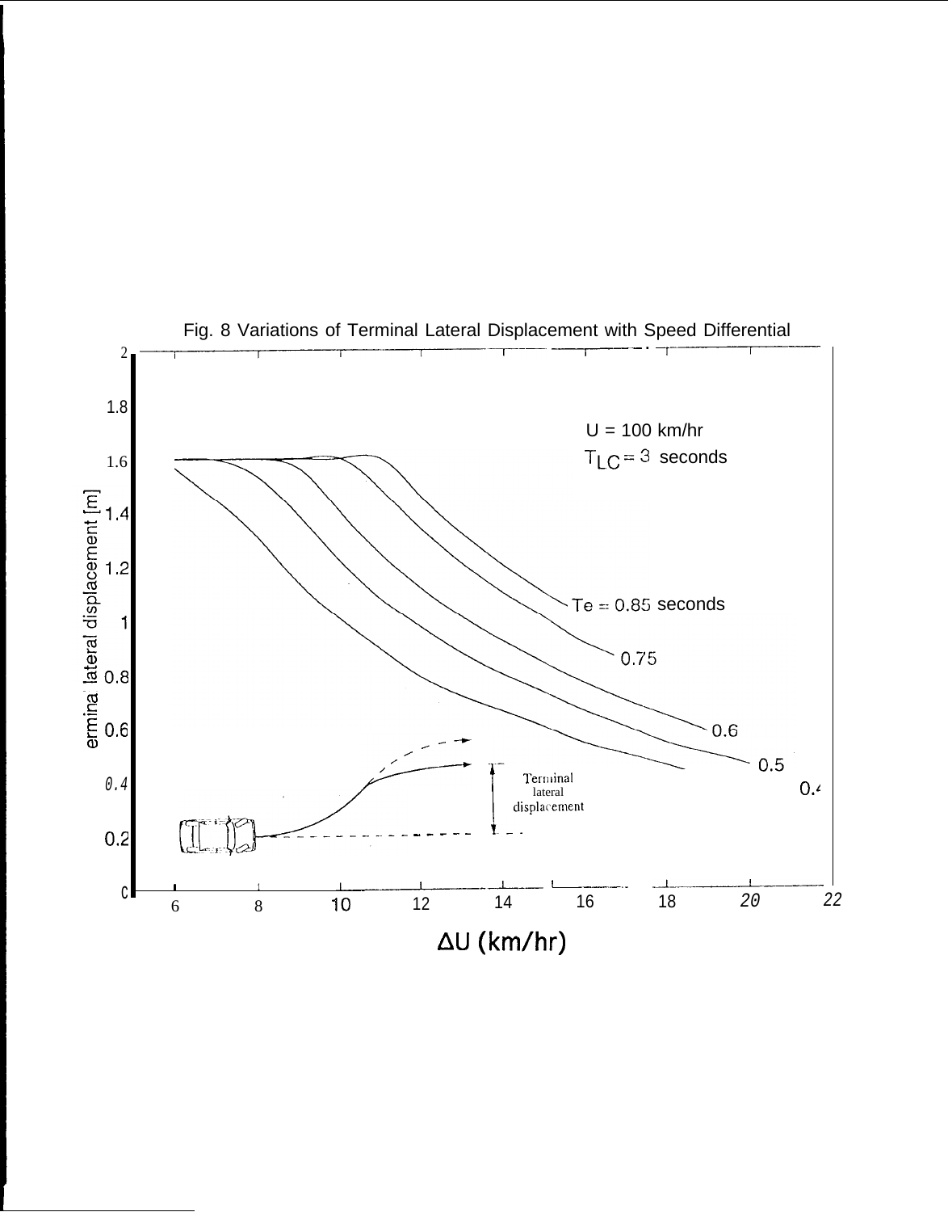Fig. 8 Variations of Terminal Lateral Displacement with Speed Differential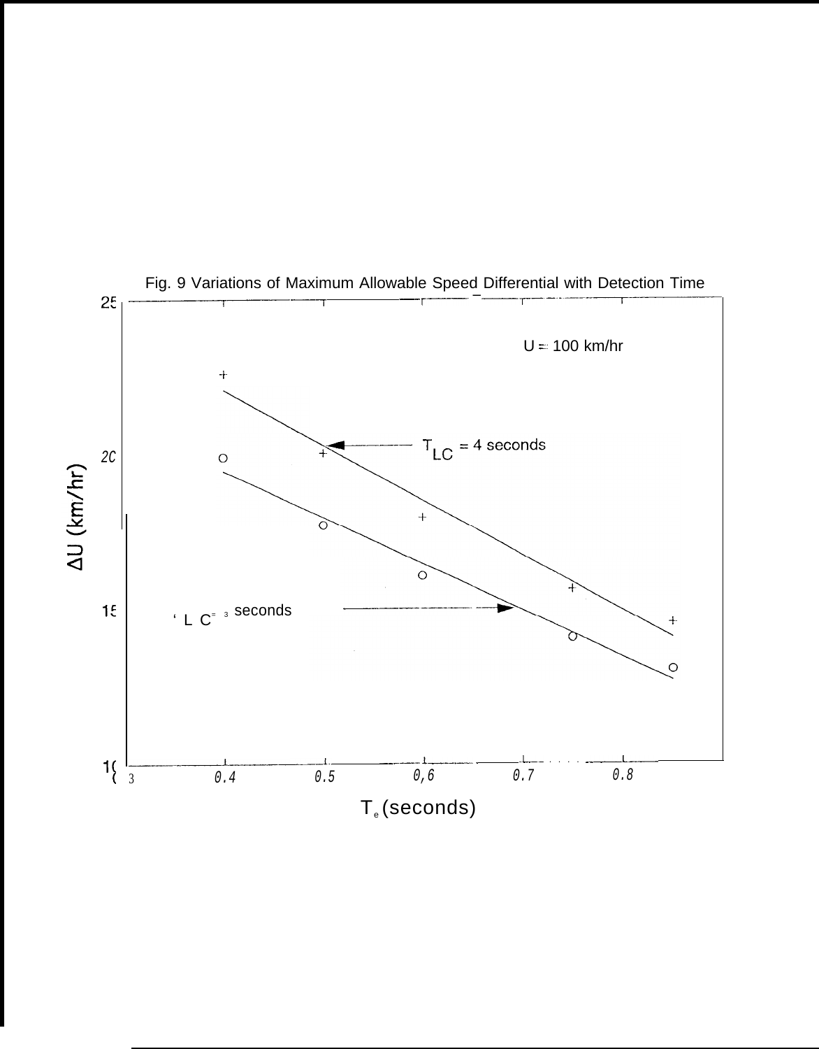Fig. 9 Variations of Maximum Allowable Speed Differential with Detection Time

U = 100 km/hr

$T_{LC}$ = 4 seconds

$T_{LC}$ = 3 seconds

$\Delta U$ (km/hr)

25

20

15

10

0.3

0.4

0.5

0.6

0.7

0.8

$T_e$ (seconds)